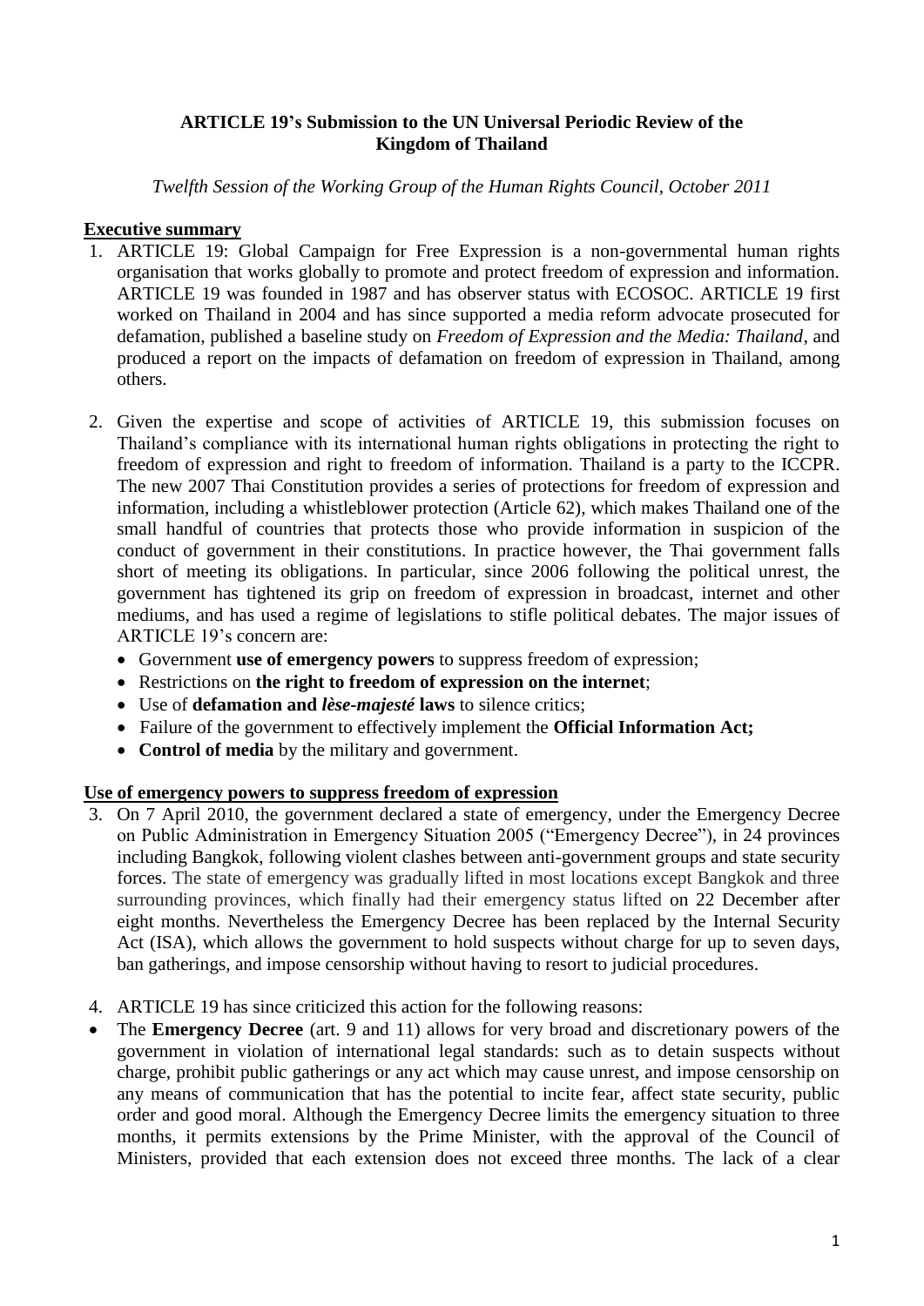**ARTICLE 19's Submission to the UN Universal Periodic Review of the Kingdom of Thailand**

*Twelfth Session of the Working Group of the Human Rights Council, October 2011*

## Executive summary

1. ARTICLE 19: Global Campaign for Free Expression is a non-governmental human rights organisation that works globally to promote and protect freedom of expression and information. ARTICLE 19 was founded in 1987 and has observer status with ECOSOC. ARTICLE 19 first worked on Thailand in 2004 and has since supported a media reform advocate prosecuted for defamation, published a baseline study on *Freedom of Expression and the Media: Thailand*, and produced a report on the impacts of defamation on freedom of expression in Thailand, among others.

2. Given the expertise and scope of activities of ARTICLE 19, this submission focuses on Thailand's compliance with its international human rights obligations in protecting the right to freedom of expression and right to freedom of information. Thailand is a party to the ICCPR. The new 2007 Thai Constitution provides a series of protections for freedom of expression and information, including a whistleblower protection (Article 62), which makes Thailand one of the small handful of countries that protects those who provide information in suspicion of the conduct of government in their constitutions. In practice however, the Thai government falls short of meeting its obligations. In particular, since 2006 following the political unrest, the government has tightened its grip on freedom of expression in broadcast, internet and other mediums, and has used a regime of legislations to stifle political debates. The major issues of ARTICLE 19's concern are:
   - Government **use of emergency powers** to suppress freedom of expression;
   - Restrictions on **the right to freedom of expression on the internet**;
   - Use of **defamation and *lèse-majesté*** **laws** to silence critics;
   - Failure of the government to effectively implement the **Official Information Act;**
   - **Control of media** by the military and government.

## Use of emergency powers to suppress freedom of expression

3. On 7 April 2010, the government declared a state of emergency, under the Emergency Decree on Public Administration in Emergency Situation 2005 ("Emergency Decree"), in 24 provinces including Bangkok, following violent clashes between anti-government groups and state security forces. The state of emergency was gradually lifted in most locations except Bangkok and three surrounding provinces, which finally had their emergency status lifted on 22 December after eight months. Nevertheless the Emergency Decree has been replaced by the Internal Security Act (ISA), which allows the government to hold suspects without charge for up to seven days, ban gatherings, and impose censorship without having to resort to judicial procedures.

4. ARTICLE 19 has since criticized this action for the following reasons:

- The **Emergency Decree** (art. 9 and 11) allows for very broad and discretionary powers of the government in violation of international legal standards: such as to detain suspects without charge, prohibit public gatherings or any act which may cause unrest, and impose censorship on any means of communication that has the potential to incite fear, affect state security, public order and good moral. Although the Emergency Decree limits the emergency situation to three months, it permits extensions by the Prime Minister, with the approval of the Council of Ministers, provided that each extension does not exceed three months. The lack of a clear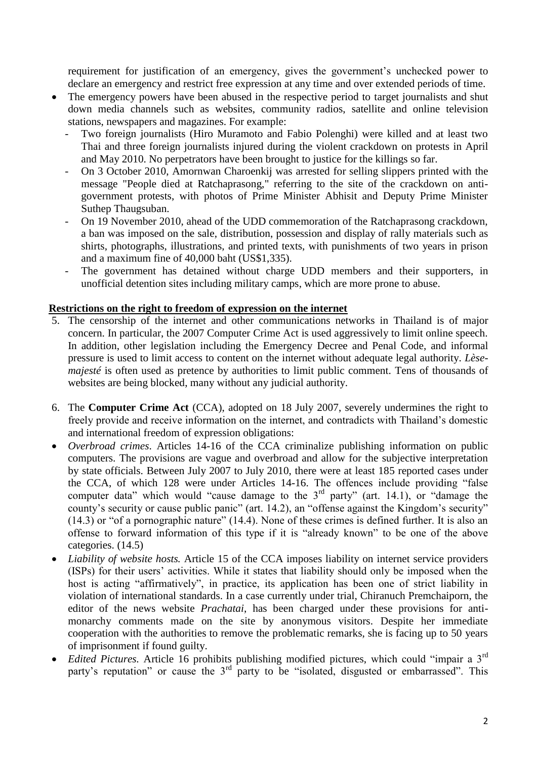requirement for justification of an emergency, gives the government's unchecked power to declare an emergency and restrict free expression at any time and over extended periods of time.

- The emergency powers have been abused in the respective period to target journalists and shut down media channels such as websites, community radios, satellite and online television stations, newspapers and magazines. For example:
  - Two foreign journalists (Hiro Muramoto and Fabio Polenghi) were killed and at least two Thai and three foreign journalists injured during the violent crackdown on protests in April and May 2010. No perpetrators have been brought to justice for the killings so far.
  - On 3 October 2010, Amornwan Charoenkij was arrested for selling slippers printed with the message "People died at Ratchaprasong," referring to the site of the crackdown on anti-government protests, with photos of Prime Minister Abhisit and Deputy Prime Minister Suthep Thaugsuban.
  - On 19 November 2010, ahead of the UDD commemoration of the Ratchaprasong crackdown, a ban was imposed on the sale, distribution, possession and display of rally materials such as shirts, photographs, illustrations, and printed texts, with punishments of two years in prison and a maximum fine of 40,000 baht (US$1,335).
  - The government has detained without charge UDD members and their supporters, in unofficial detention sites including military camps, which are more prone to abuse.

**Restrictions on the right to freedom of expression on the internet**

5. The censorship of the internet and other communications networks in Thailand is of major concern. In particular, the 2007 Computer Crime Act is used aggressively to limit online speech. In addition, other legislation including the Emergency Decree and Penal Code, and informal pressure is used to limit access to content on the internet without adequate legal authority. *Lèse-majesté* is often used as pretence by authorities to limit public comment. Tens of thousands of websites are being blocked, many without any judicial authority.

6. The **Computer Crime Act** (CCA), adopted on 18 July 2007, severely undermines the right to freely provide and receive information on the internet, and contradicts with Thailand's domestic and international freedom of expression obligations:

- *Overbroad crimes*. Articles 14-16 of the CCA criminalize publishing information on public computers. The provisions are vague and overbroad and allow for the subjective interpretation by state officials. Between July 2007 to July 2010, there were at least 185 reported cases under the CCA, of which 128 were under Articles 14-16. The offences include providing "false computer data" which would "cause damage to the 3rd party" (art. 14.1), or "damage the county's security or cause public panic" (art. 14.2), an "offense against the Kingdom's security" (14.3) or "of a pornographic nature" (14.4). None of these crimes is defined further. It is also an offense to forward information of this type if it is "already known" to be one of the above categories. (14.5)
- *Liability of website hosts.* Article 15 of the CCA imposes liability on internet service providers (ISPs) for their users' activities. While it states that liability should only be imposed when the host is acting "affirmatively", in practice, its application has been one of strict liability in violation of international standards. In a case currently under trial, Chiranuch Premchaiporn, the editor of the news website *Prachatai*, has been charged under these provisions for anti-monarchy comments made on the site by anonymous visitors. Despite her immediate cooperation with the authorities to remove the problematic remarks, she is facing up to 50 years of imprisonment if found guilty.
- *Edited Pictures.* Article 16 prohibits publishing modified pictures, which could "impair a 3rd party's reputation" or cause the 3rd party to be "isolated, disgusted or embarrassed". This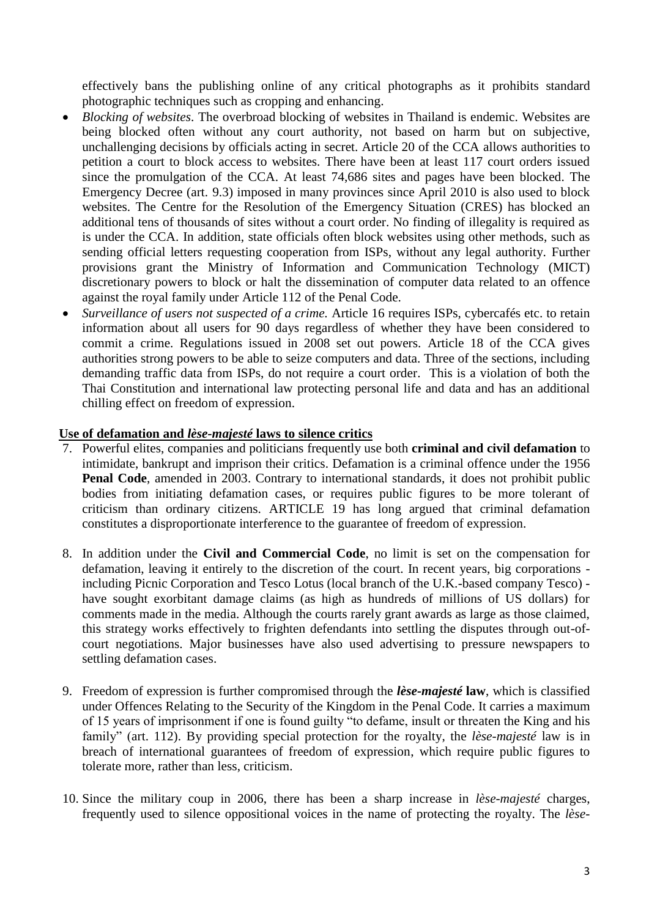effectively bans the publishing online of any critical photographs as it prohibits standard photographic techniques such as cropping and enhancing.

- *Blocking of websites*. The overbroad blocking of websites in Thailand is endemic. Websites are being blocked often without any court authority, not based on harm but on subjective, unchallenging decisions by officials acting in secret. Article 20 of the CCA allows authorities to petition a court to block access to websites. There have been at least 117 court orders issued since the promulgation of the CCA. At least 74,686 sites and pages have been blocked. The Emergency Decree (art. 9.3) imposed in many provinces since April 2010 is also used to block websites. The Centre for the Resolution of the Emergency Situation (CRES) has blocked an additional tens of thousands of sites without a court order. No finding of illegality is required as is under the CCA. In addition, state officials often block websites using other methods, such as sending official letters requesting cooperation from ISPs, without any legal authority. Further provisions grant the Ministry of Information and Communication Technology (MICT) discretionary powers to block or halt the dissemination of computer data related to an offence against the royal family under Article 112 of the Penal Code.
- *Surveillance of users not suspected of a crime.* Article 16 requires ISPs, cybercafés etc. to retain information about all users for 90 days regardless of whether they have been considered to commit a crime. Regulations issued in 2008 set out powers. Article 18 of the CCA gives authorities strong powers to be able to seize computers and data. Three of the sections, including demanding traffic data from ISPs, do not require a court order. This is a violation of both the Thai Constitution and international law protecting personal life and data and has an additional chilling effect on freedom of expression.

**Use of defamation and *lèse-majesté* laws to silence critics**

7. Powerful elites, companies and politicians frequently use both **criminal and civil defamation** to intimidate, bankrupt and imprison their critics. Defamation is a criminal offence under the 1956 **Penal Code**, amended in 2003. Contrary to international standards, it does not prohibit public bodies from initiating defamation cases, or requires public figures to be more tolerant of criticism than ordinary citizens. ARTICLE 19 has long argued that criminal defamation constitutes a disproportionate interference to the guarantee of freedom of expression.

8. In addition under the **Civil and Commercial Code**, no limit is set on the compensation for defamation, leaving it entirely to the discretion of the court. In recent years, big corporations - including Picnic Corporation and Tesco Lotus (local branch of the U.K.-based company Tesco) - have sought exorbitant damage claims (as high as hundreds of millions of US dollars) for comments made in the media. Although the courts rarely grant awards as large as those claimed, this strategy works effectively to frighten defendants into settling the disputes through out-of-court negotiations. Major businesses have also used advertising to pressure newspapers to settling defamation cases.

9. Freedom of expression is further compromised through the ***lèse-majesté* law**, which is classified under Offences Relating to the Security of the Kingdom in the Penal Code. It carries a maximum of 15 years of imprisonment if one is found guilty "to defame, insult or threaten the King and his family" (art. 112). By providing special protection for the royalty, the *lèse-majesté* law is in breach of international guarantees of freedom of expression, which require public figures to tolerate more, rather than less, criticism.

10. Since the military coup in 2006, there has been a sharp increase in *lèse-majesté* charges, frequently used to silence oppositional voices in the name of protecting the royalty. The *lèse-*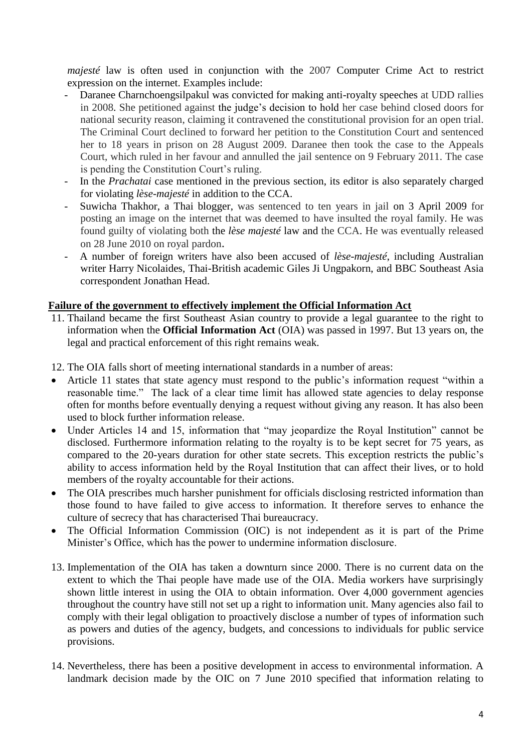*majesté* law is often used in conjunction with the 2007 Computer Crime Act to restrict expression on the internet. Examples include:

- Daranee Charnchoengsilpakul was convicted for making anti-royalty speeches at UDD rallies in 2008. She petitioned against the judge's decision to hold her case behind closed doors for national security reason, claiming it contravened the constitutional provision for an open trial. The Criminal Court declined to forward her petition to the Constitution Court and sentenced her to 18 years in prison on 28 August 2009. Daranee then took the case to the Appeals Court, which ruled in her favour and annulled the jail sentence on 9 February 2011. The case is pending the Constitution Court's ruling.
- In the *Prachatai* case mentioned in the previous section, its editor is also separately charged for violating *lèse-majesté* in addition to the CCA.
- Suwicha Thakhor, a Thai blogger, was sentenced to ten years in jail on 3 April 2009 for posting an image on the internet that was deemed to have insulted the royal family. He was found guilty of violating both the *lèse majesté* law and the CCA. He was eventually released on 28 June 2010 on royal pardon.
- A number of foreign writers have also been accused of *lèse-majesté*, including Australian writer Harry Nicolaides, Thai-British academic Giles Ji Ungpakorn, and BBC Southeast Asia correspondent Jonathan Head.

**Failure of the government to effectively implement the Official Information Act**

11. Thailand became the first Southeast Asian country to provide a legal guarantee to the right to information when the **Official Information Act** (OIA) was passed in 1997. But 13 years on, the legal and practical enforcement of this right remains weak.

12. The OIA falls short of meeting international standards in a number of areas:

- Article 11 states that state agency must respond to the public's information request "within a reasonable time." The lack of a clear time limit has allowed state agencies to delay response often for months before eventually denying a request without giving any reason. It has also been used to block further information release.
- Under Articles 14 and 15, information that "may jeopardize the Royal Institution" cannot be disclosed. Furthermore information relating to the royalty is to be kept secret for 75 years, as compared to the 20-years duration for other state secrets. This exception restricts the public's ability to access information held by the Royal Institution that can affect their lives, or to hold members of the royalty accountable for their actions.
- The OIA prescribes much harsher punishment for officials disclosing restricted information than those found to have failed to give access to information. It therefore serves to enhance the culture of secrecy that has characterised Thai bureaucracy.
- The Official Information Commission (OIC) is not independent as it is part of the Prime Minister's Office, which has the power to undermine information disclosure.

13. Implementation of the OIA has taken a downturn since 2000. There is no current data on the extent to which the Thai people have made use of the OIA. Media workers have surprisingly shown little interest in using the OIA to obtain information. Over 4,000 government agencies throughout the country have still not set up a right to information unit. Many agencies also fail to comply with their legal obligation to proactively disclose a number of types of information such as powers and duties of the agency, budgets, and concessions to individuals for public service provisions.

14. Nevertheless, there has been a positive development in access to environmental information. A landmark decision made by the OIC on 7 June 2010 specified that information relating to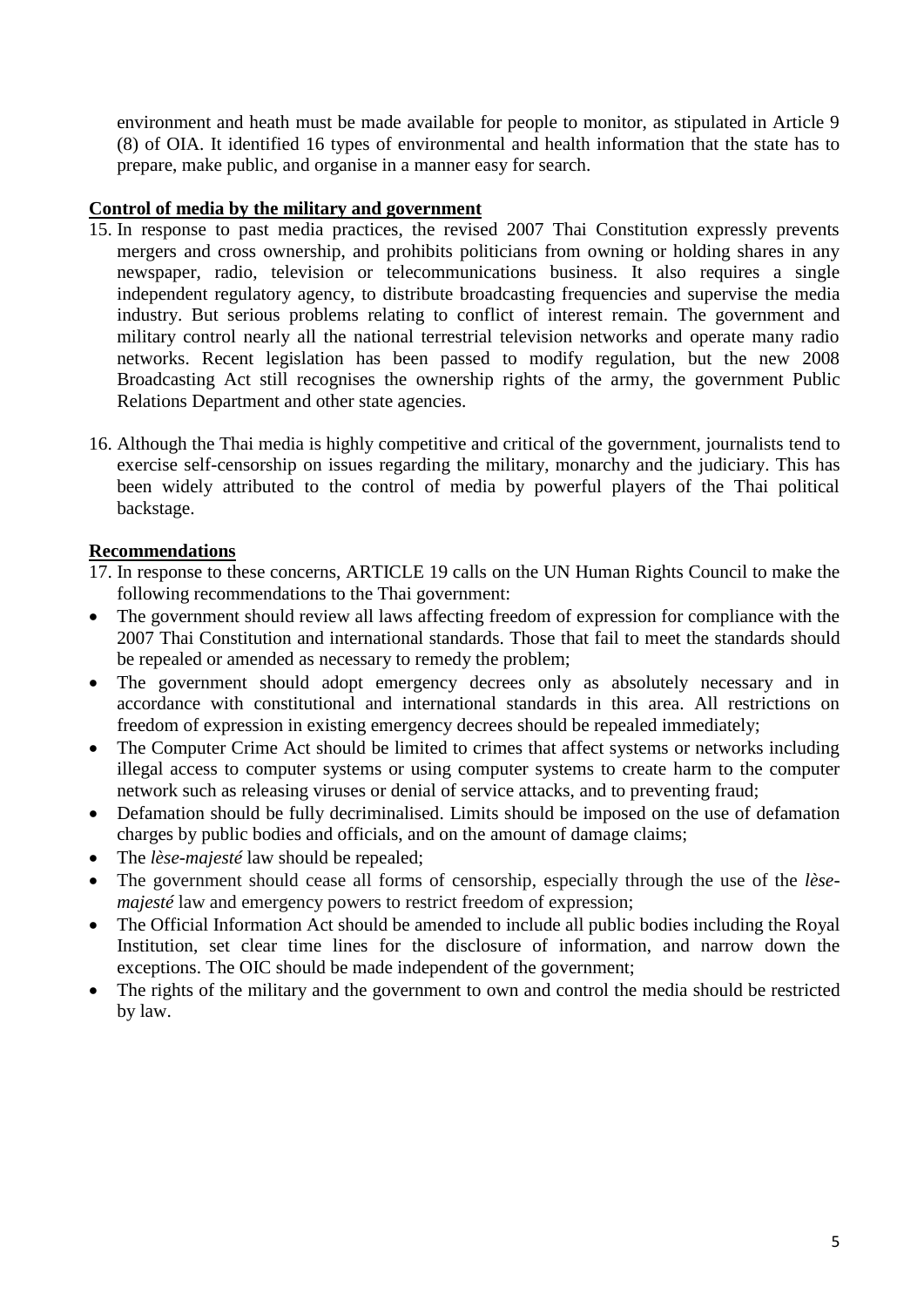environment and heath must be made available for people to monitor, as stipulated in Article 9 (8) of OIA. It identified 16 types of environmental and health information that the state has to prepare, make public, and organise in a manner easy for search.

**Control of media by the military and government**

15. In response to past media practices, the revised 2007 Thai Constitution expressly prevents mergers and cross ownership, and prohibits politicians from owning or holding shares in any newspaper, radio, television or telecommunications business. It also requires a single independent regulatory agency, to distribute broadcasting frequencies and supervise the media industry. But serious problems relating to conflict of interest remain. The government and military control nearly all the national terrestrial television networks and operate many radio networks. Recent legislation has been passed to modify regulation, but the new 2008 Broadcasting Act still recognises the ownership rights of the army, the government Public Relations Department and other state agencies.

16. Although the Thai media is highly competitive and critical of the government, journalists tend to exercise self-censorship on issues regarding the military, monarchy and the judiciary. This has been widely attributed to the control of media by powerful players of the Thai political backstage.

**Recommendations**

17. In response to these concerns, ARTICLE 19 calls on the UN Human Rights Council to make the following recommendations to the Thai government:

- The government should review all laws affecting freedom of expression for compliance with the 2007 Thai Constitution and international standards. Those that fail to meet the standards should be repealed or amended as necessary to remedy the problem;
- The government should adopt emergency decrees only as absolutely necessary and in accordance with constitutional and international standards in this area. All restrictions on freedom of expression in existing emergency decrees should be repealed immediately;
- The Computer Crime Act should be limited to crimes that affect systems or networks including illegal access to computer systems or using computer systems to create harm to the computer network such as releasing viruses or denial of service attacks, and to preventing fraud;
- Defamation should be fully decriminalised. Limits should be imposed on the use of defamation charges by public bodies and officials, and on the amount of damage claims;
- The *lèse-majesté* law should be repealed;
- The government should cease all forms of censorship, especially through the use of the *lèse-majesté* law and emergency powers to restrict freedom of expression;
- The Official Information Act should be amended to include all public bodies including the Royal Institution, set clear time lines for the disclosure of information, and narrow down the exceptions. The OIC should be made independent of the government;
- The rights of the military and the government to own and control the media should be restricted by law.